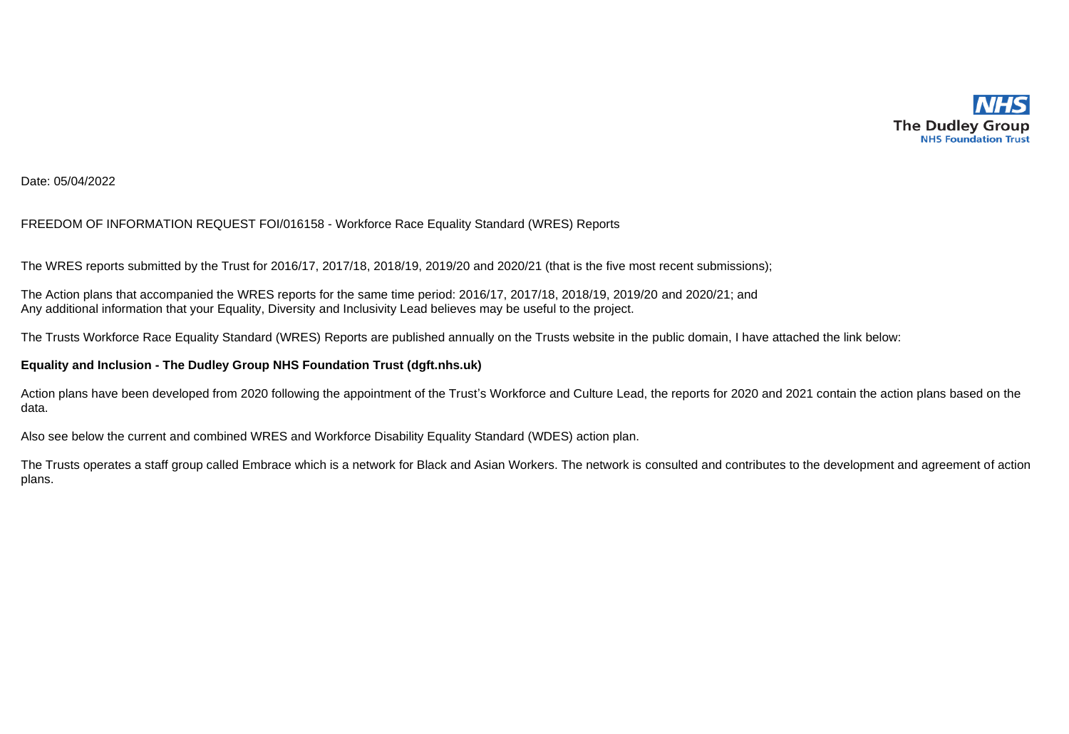**NHS**
**The Dudley Group**
**NHS Foundation Trust**

Date: 05/04/2022

FREEDOM OF INFORMATION REQUEST FOI/016158 - Workforce Race Equality Standard (WRES) Reports

The WRES reports submitted by the Trust for 2016/17, 2017/18, 2018/19, 2019/20 and 2020/21 (that is the five most recent submissions);

The Action plans that accompanied the WRES reports for the same time period: 2016/17, 2017/18, 2018/19, 2019/20 and 2020/21; and
Any additional information that your Equality, Diversity and Inclusivity Lead believes may be useful to the project.

The Trusts Workforce Race Equality Standard (WRES) Reports are published annually on the Trusts website in the public domain, I have attached the link below:

**Equality and Inclusion - The Dudley Group NHS Foundation Trust (dgft.nhs.uk)**

Action plans have been developed from 2020 following the appointment of the Trust's Workforce and Culture Lead, the reports for 2020 and 2021 contain the action plans based on the data.

Also see below the current and combined WRES and Workforce Disability Equality Standard (WDES) action plan.

The Trusts operates a staff group called Embrace which is a network for Black and Asian Workers. The network is consulted and contributes to the development and agreement of action plans.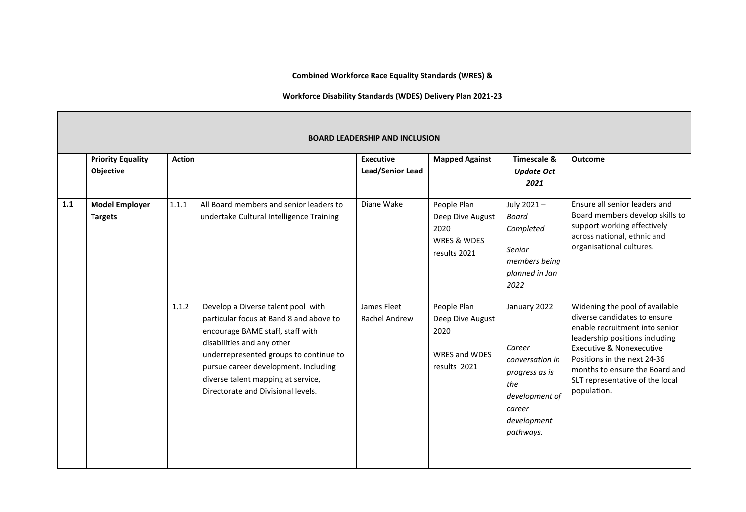**Combined Workforce Race Equality Standards (WRES) &**

**Workforce Disability Standards (WDES) Delivery Plan 2021-23**

| **BOARD LEADERSHIP AND INCLUSION** | | | | | | |
|---|---|---|---|---|---|---|
| | **Priority Equality Objective** | **Action** | **Executive Lead/Senior Lead** | **Mapped Against** | **Timescale & *Update Oct 2021*** | **Outcome** |
| **1.1** | **Model Employer Targets** | 1.1.1 All Board members and senior leaders to undertake Cultural Intelligence Training | Diane Wake | People Plan Deep Dive August 2020 WRES & WDES results 2021 | July 2021 – *Board Completed* *Senior members being planned in Jan 2022* | Ensure all senior leaders and Board members develop skills to support working effectively across national, ethnic and organisational cultures. |
| | | 1.1.2 Develop a Diverse talent pool with particular focus at Band 8 and above to encourage BAME staff, staff with disabilities and any other underrepresented groups to continue to pursue career development. Including diverse talent mapping at service, Directorate and Divisional levels. | James Fleet Rachel Andrew | People Plan Deep Dive August 2020 WRES and WDES results 2021 | January 2022 *Career conversation in progress as is the development of career development pathways.* | Widening the pool of available diverse candidates to ensure enable recruitment into senior leadership positions including Executive & Nonexecutive Positions in the next 24-36 months to ensure the Board and SLT representative of the local population. |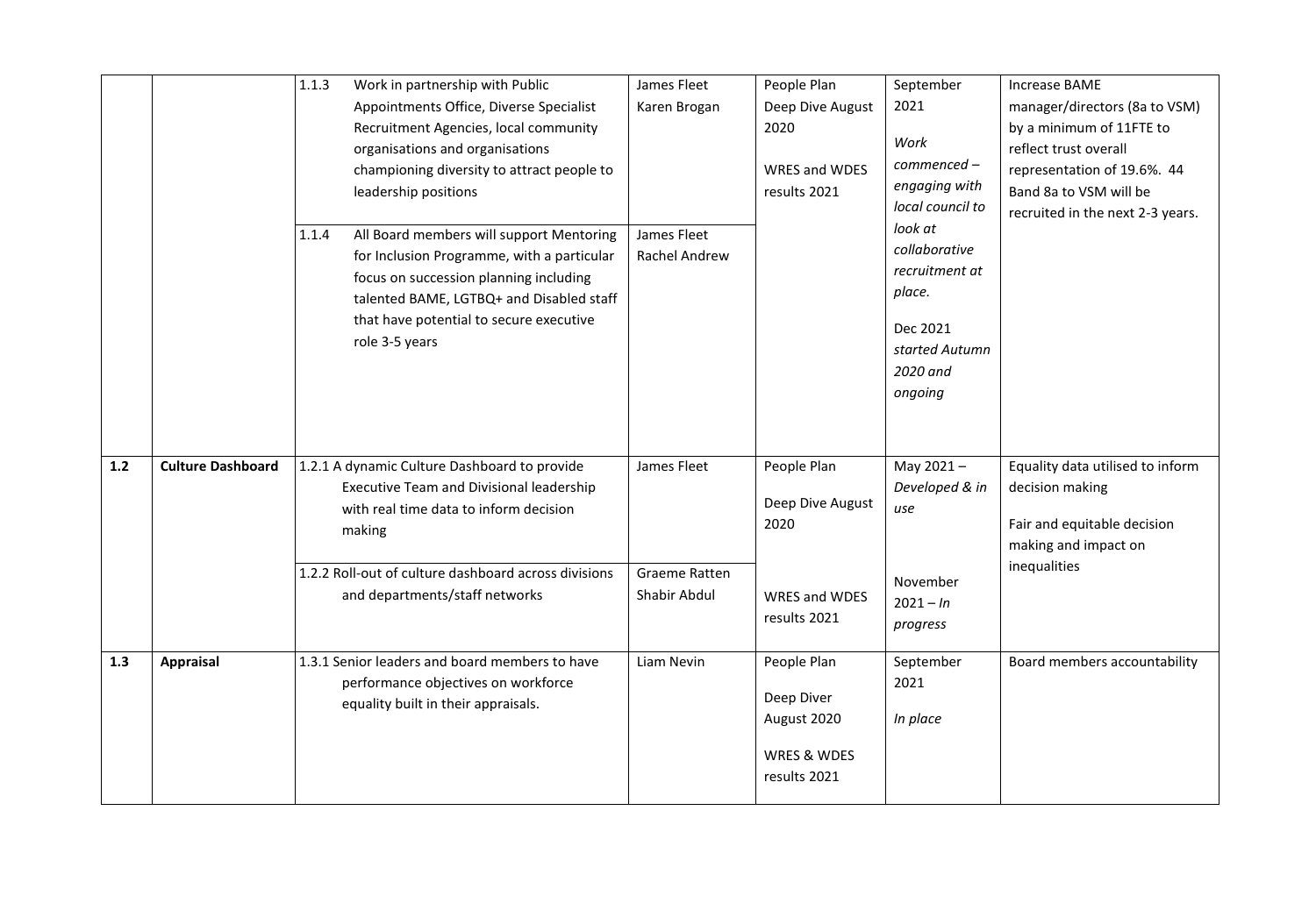| | | | | | | |
|---|---|---|---|---|---|---|
| | | 1.1.3 Work in partnership with Public Appointments Office, Diverse Specialist Recruitment Agencies, local community organisations and organisations championing diversity to attract people to leadership positions | James Fleet<br>Karen Brogan | People Plan<br>Deep Dive August 2020<br>WRES and WDES results 2021 | September 2021<br>*Work commenced – engaging with local council to look at collaborative recruitment at place.* | Increase BAME manager/directors (8a to VSM) by a minimum of 11FTE to reflect trust overall representation of 19.6%. 44 Band 8a to VSM will be recruited in the next 2-3 years. |
| | | 1.1.4 All Board members will support Mentoring for Inclusion Programme, with a particular focus on succession planning including talented BAME, LGTBQ+ and Disabled staff that have potential to secure executive role 3-5 years | James Fleet<br>Rachel Andrew | | Dec 2021<br>*started Autumn 2020 and ongoing* | |
| **1.2** | **Culture Dashboard** | 1.2.1 A dynamic Culture Dashboard to provide Executive Team and Divisional leadership with real time data to inform decision making | James Fleet | People Plan<br>Deep Dive August 2020 | May 2021 – *Developed & in use* | Equality data utilised to inform decision making<br>Fair and equitable decision making and impact on inequalities |
| | | 1.2.2 Roll-out of culture dashboard across divisions and departments/staff networks | Graeme Ratten<br>Shabir Abdul | WRES and WDES results 2021 | November 2021 – *In progress* | |
| **1.3** | **Appraisal** | 1.3.1 Senior leaders and board members to have performance objectives on workforce equality built in their appraisals. | Liam Nevin | People Plan<br>Deep Diver August 2020<br>WRES & WDES results 2021 | September 2021<br>*In place* | Board members accountability |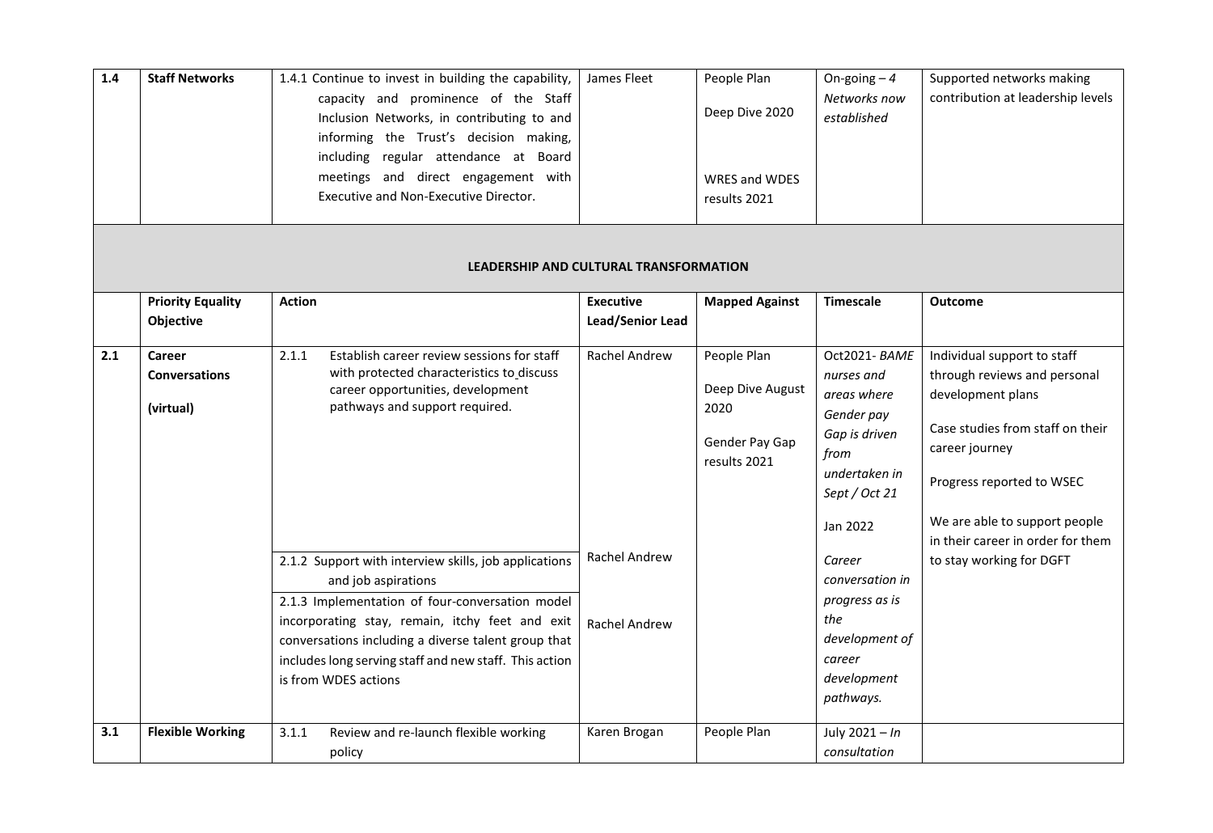| | | | | | | |
|---|---|---|---|---|---|---|
| **1.4** | **Staff Networks** | 1.4.1 Continue to invest in building the capability, capacity and prominence of the Staff Inclusion Networks, in contributing to and informing the Trust's decision making, including regular attendance at Board meetings and direct engagement with Executive and Non-Executive Director. | James Fleet | People Plan<br><br>Deep Dive 2020<br><br>WRES and WDES results 2021 | On-going – *4 Networks now established* | Supported networks making contribution at leadership levels |
| | | **LEADERSHIP AND CULTURAL TRANSFORMATION** | | | | |
| | **Priority Equality Objective** | **Action** | **Executive Lead/Senior Lead** | **Mapped Against** | **Timescale** | **Outcome** |
| **2.1** | **Career Conversations**<br><br>**(virtual)** | 2.1.1 Establish career review sessions for staff with protected characteristics to discuss career opportunities, development pathways and support required. | Rachel Andrew | People Plan<br><br>Deep Dive August 2020<br><br>Gender Pay Gap results 2021 | Oct2021- *BAME nurses and areas where Gender pay Gap is driven from undertaken in Sept / Oct 21*<br><br>Jan 2022<br><br>*Career conversation in progress as is the development of career development pathways.* | Individual support to staff through reviews and personal development plans<br><br>Case studies from staff on their career journey<br><br>Progress reported to WSEC<br><br>We are able to support people in their career in order for them to stay working for DGFT |
| | | 2.1.2 Support with interview skills, job applications and job aspirations | Rachel Andrew | | | |
| | | 2.1.3 Implementation of four-conversation model incorporating stay, remain, itchy feet and exit conversations including a diverse talent group that includes long serving staff and new staff. This action is from WDES actions | Rachel Andrew | | | |
| **3.1** | **Flexible Working** | 3.1.1 Review and re-launch flexible working policy | Karen Brogan | People Plan | July 2021 – *In consultation* | |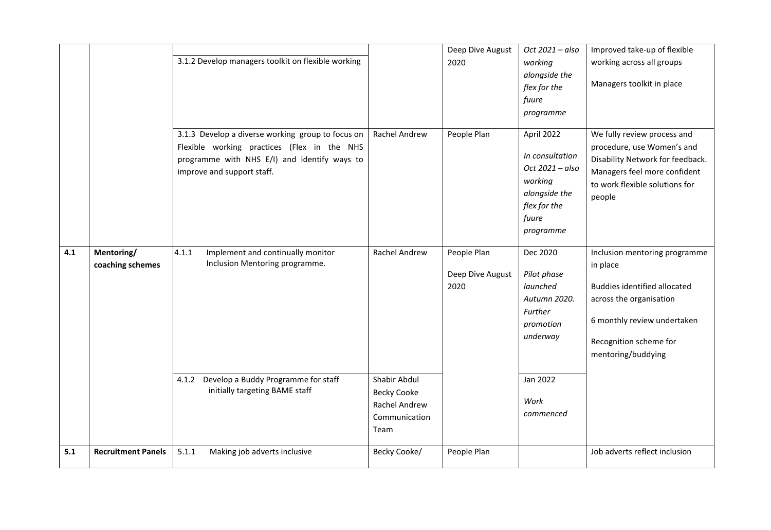| | | | | | | |
|---|---|---|---|---|---|---|
| | | 3.1.2 Develop managers toolkit on flexible working | | Deep Dive August 2020 | *Oct 2021 – also working alongside the flex for the fuure programme* | Improved take-up of flexible working across all groups<br><br>Managers toolkit in place |
| | | 3.1.3 Develop a diverse working group to focus on Flexible working practices (Flex in the NHS programme with NHS E/I) and identify ways to improve and support staff. | Rachel Andrew | People Plan | April 2022<br><br>*In consultation Oct 2021 – also working alongside the flex for the fuure programme* | We fully review process and procedure, use Women's and Disability Network for feedback. Managers feel more confident to work flexible solutions for people |
| **4.1** | **Mentoring/ coaching schemes** | 4.1.1 Implement and continually monitor Inclusion Mentoring programme. | Rachel Andrew | People Plan<br><br>Deep Dive August 2020 | Dec 2020<br><br>*Pilot phase launched Autumn 2020. Further promotion underway* | Inclusion mentoring programme in place<br><br>Buddies identified allocated across the organisation<br><br>6 monthly review undertaken<br><br>Recognition scheme for mentoring/buddying |
| | | 4.1.2 Develop a Buddy Programme for staff initially targeting BAME staff | Shabir Abdul<br>Becky Cooke<br>Rachel Andrew<br>Communication Team | | Jan 2022<br><br>*Work commenced* | |
| **5.1** | **Recruitment Panels** | 5.1.1 Making job adverts inclusive | Becky Cooke/ | People Plan | | Job adverts reflect inclusion |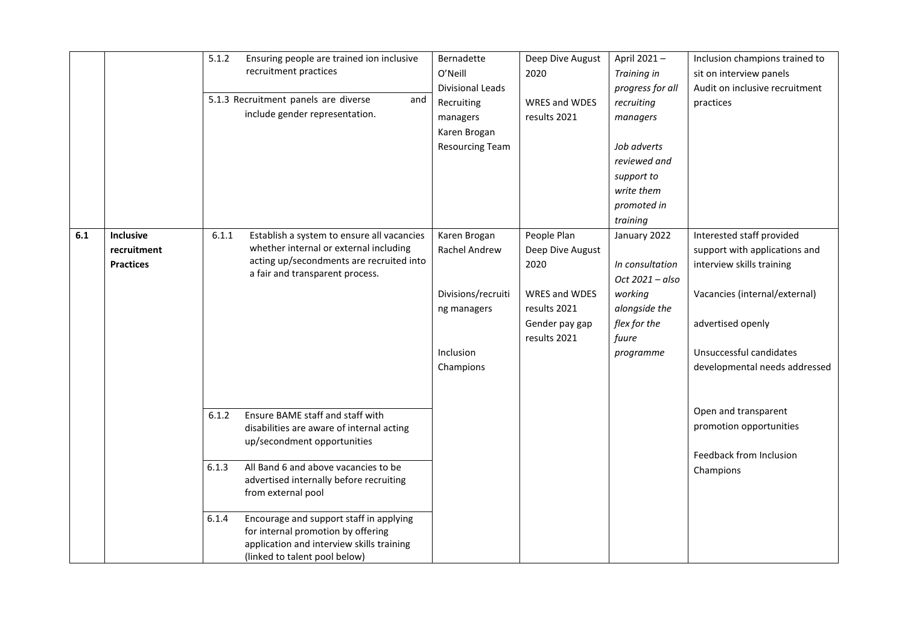| | | | | | | |
|---|---|---|---|---|---|---|
| | | 5.1.2 Ensuring people are trained ion inclusive recruitment practices<br><br>5.1.3 Recruitment panels are diverse and include gender representation. | Bernadette O'Neill<br>Divisional Leads<br>Recruiting managers<br>Karen Brogan<br>Resourcing Team | Deep Dive August 2020<br><br>WRES and WDES results 2021 | April 2021 – *Training in progress for all recruiting managers*<br><br>*Job adverts reviewed and support to write them promoted in training* | Inclusion champions trained to sit on interview panels<br>Audit on inclusive recruitment practices |
| **6.1** | **Inclusive recruitment Practices** | 6.1.1 Establish a system to ensure all vacancies whether internal or external including acting up/secondments are recruited into a fair and transparent process.<br><br>6.1.2 Ensure BAME staff and staff with disabilities are aware of internal acting up/secondment opportunities<br><br>6.1.3 All Band 6 and above vacancies to be advertised internally before recruiting from external pool<br><br>6.1.4 Encourage and support staff in applying for internal promotion by offering application and interview skills training (linked to talent pool below) | Karen Brogan<br>Rachel Andrew<br><br>Divisions/recruiting managers<br><br>Inclusion Champions | People Plan<br>Deep Dive August 2020<br><br>WRES and WDES results 2021<br>Gender pay gap results 2021 | January 2022<br><br>*In consultation Oct 2021 – also working alongside the flex for the fuure programme* | Interested staff provided support with applications and interview skills training<br><br>Vacancies (internal/external)<br><br>advertised openly<br><br>Unsuccessful candidates developmental needs addressed<br><br>Open and transparent promotion opportunities<br><br>Feedback from Inclusion Champions |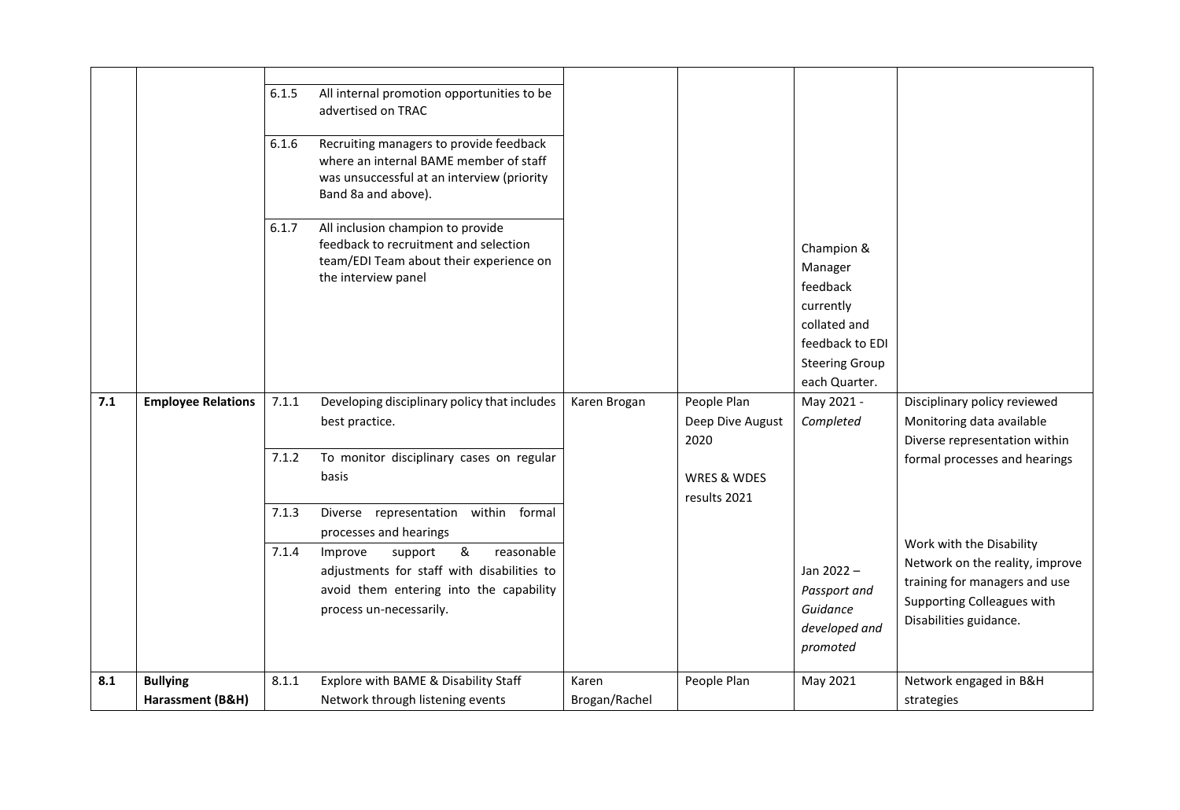| | | | | | | | |
|---|---|---|---|---|---|---|---|
| | | | | | | | |
| | | 6.1.5 | All internal promotion opportunities to be advertised on TRAC | | | | |
| | | 6.1.6 | Recruiting managers to provide feedback where an internal BAME member of staff was unsuccessful at an interview (priority Band 8a and above). | | | | |
| | | 6.1.7 | All inclusion champion to provide feedback to recruitment and selection team/EDI Team about their experience on the interview panel | | | Champion & Manager feedback currently collated and feedback to EDI Steering Group each Quarter. | |
| **7.1** | **Employee Relations** | 7.1.1 | Developing disciplinary policy that includes best practice. | Karen Brogan | People Plan Deep Dive August 2020<br><br>WRES & WDES results 2021 | May 2021 - *Completed* | Disciplinary policy reviewed Monitoring data available Diverse representation within formal processes and hearings |
| | | 7.1.2 | To monitor disciplinary cases on regular basis | | | | |
| | | 7.1.3 | Diverse representation within formal processes and hearings | | | | |
| | | 7.1.4 | Improve support & reasonable adjustments for staff with disabilities to avoid them entering into the capability process un-necessarily. | | | Jan 2022 – *Passport and Guidance developed and promoted* | Work with the Disability Network on the reality, improve training for managers and use Supporting Colleagues with Disabilities guidance. |
| **8.1** | **Bullying Harassment (B&H)** | 8.1.1 | Explore with BAME & Disability Staff Network through listening events | Karen Brogan/Rachel | People Plan | May 2021 | Network engaged in B&H strategies |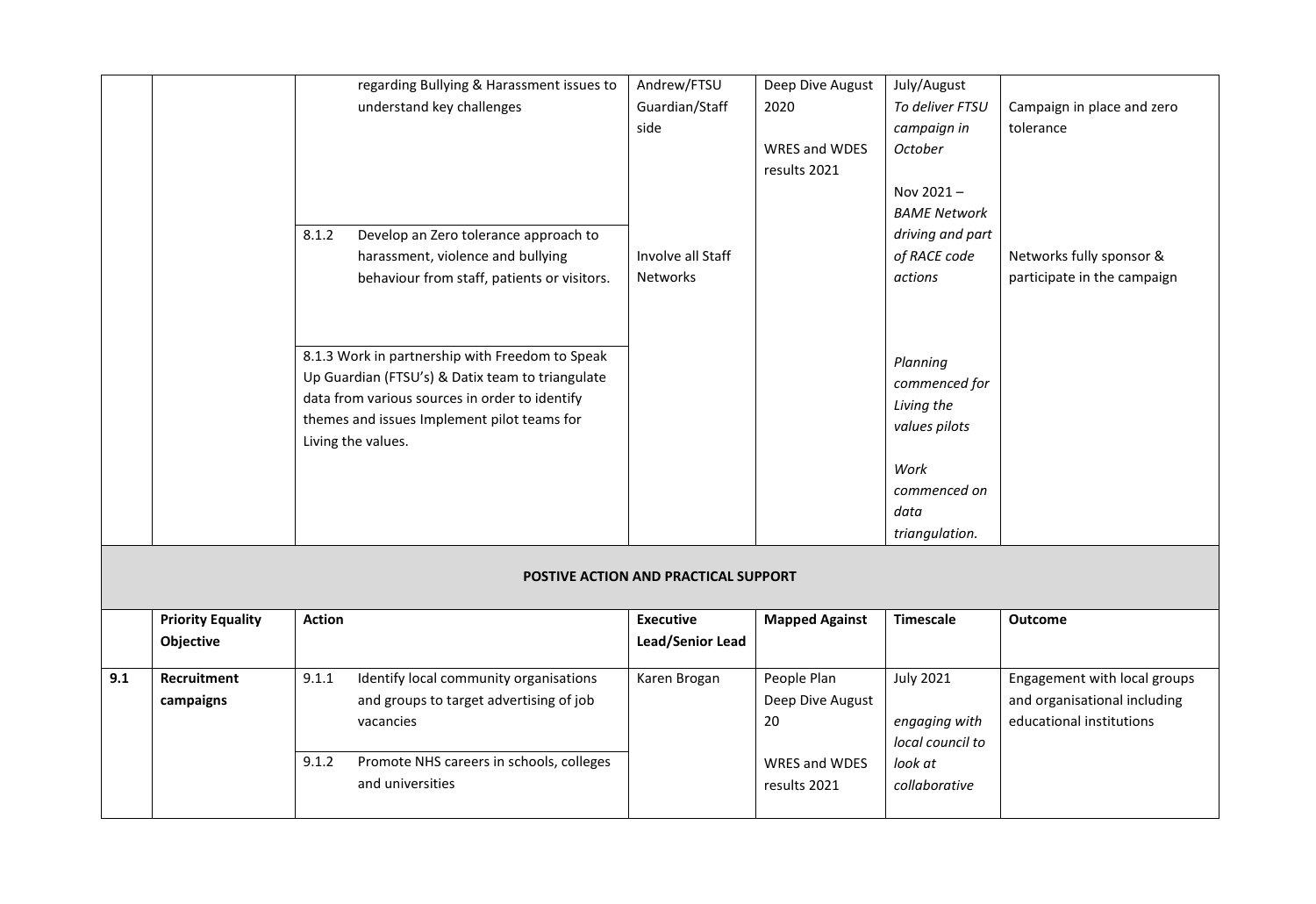| | | | | | | |
|---|---|---|---|---|---|---|
| | | regarding Bullying & Harassment issues to understand key challenges | Andrew/FTSU Guardian/Staff side | Deep Dive August 2020<br><br>WRES and WDES results 2021 | July/August *To deliver FTSU campaign in October*<br><br>Nov 2021 – *BAME Network driving and part of RACE code actions* | Campaign in place and zero tolerance |
| | | 8.1.2 Develop an Zero tolerance approach to harassment, violence and bullying behaviour from staff, patients or visitors. | Involve all Staff Networks | | | Networks fully sponsor & participate in the campaign |
| | | 8.1.3 Work in partnership with Freedom to Speak Up Guardian (FTSU's) & Datix team to triangulate data from various sources in order to identify themes and issues Implement pilot teams for Living the values. | | | *Planning commenced for Living the values pilots*<br><br>*Work commenced on data triangulation.* | |

**POSTIVE ACTION AND PRACTICAL SUPPORT**

| | Priority Equality Objective | Action | Executive Lead/Senior Lead | Mapped Against | Timescale | Outcome |
|---|---|---|---|---|---|---|
| **9.1** | **Recruitment campaigns** | 9.1.1 Identify local community organisations and groups to target advertising of job vacancies | Karen Brogan | People Plan Deep Dive August 20<br><br>WRES and WDES results 2021 | July 2021<br><br>*engaging with local council to look at collaborative* | Engagement with local groups and organisational including educational institutions |
| | | 9.1.2 Promote NHS careers in schools, colleges and universities | | | | |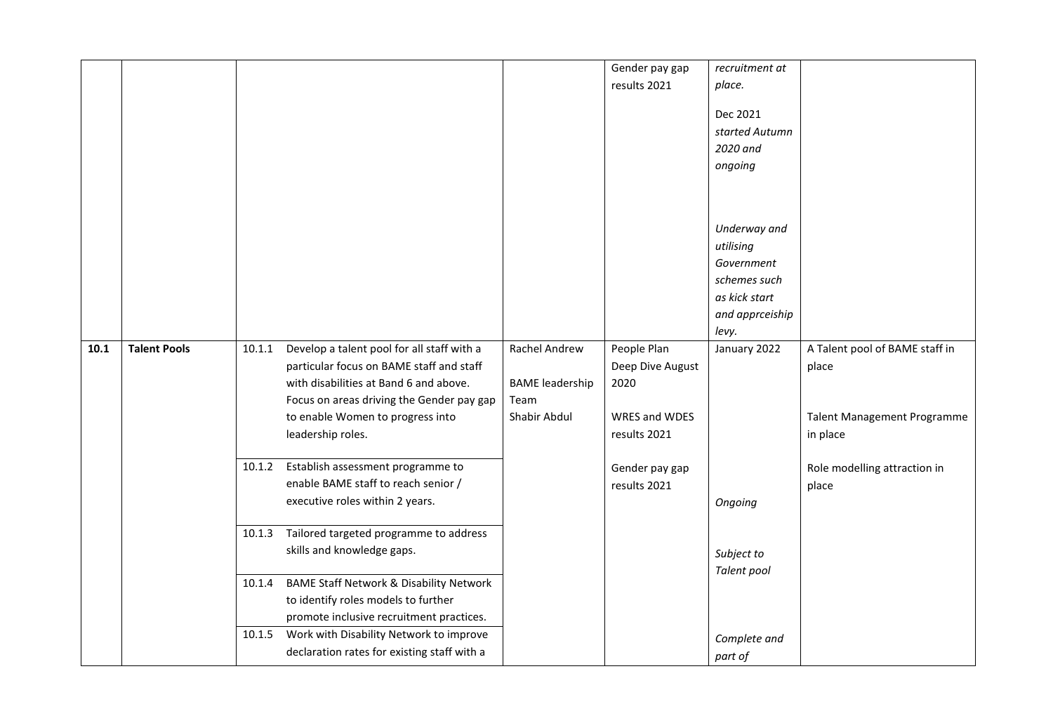| | | | | | | |
|---|---|---|---|---|---|---|
| | | | | Gender pay gap results 2021 | *recruitment at place.*<br><br>Dec 2021 *started Autumn 2020 and ongoing*<br><br>*Underway and utilising Government schemes such as kick start and apprceiship levy.* | |
| **10.1** | **Talent Pools** | 10.1.1 Develop a talent pool for all staff with a particular focus on BAME staff and staff with disabilities at Band 6 and above. Focus on areas driving the Gender pay gap to enable Women to progress into leadership roles. | Rachel Andrew<br><br>BAME leadership Team<br>Shabir Abdul | People Plan Deep Dive August 2020<br><br>WRES and WDES results 2021<br><br>Gender pay gap results 2021 | January 2022 | A Talent pool of BAME staff in place<br><br>Talent Management Programme in place<br><br>Role modelling attraction in place |
| | | 10.1.2 Establish assessment programme to enable BAME staff to reach senior / executive roles within 2 years. | | | *Ongoing* | |
| | | 10.1.3 Tailored targeted programme to address skills and knowledge gaps. | | | *Subject to Talent pool* | |
| | | 10.1.4 BAME Staff Network & Disability Network to identify roles models to further promote inclusive recruitment practices. | | | | |
| | | 10.1.5 Work with Disability Network to improve declaration rates for existing staff with a | | | *Complete and part of* | |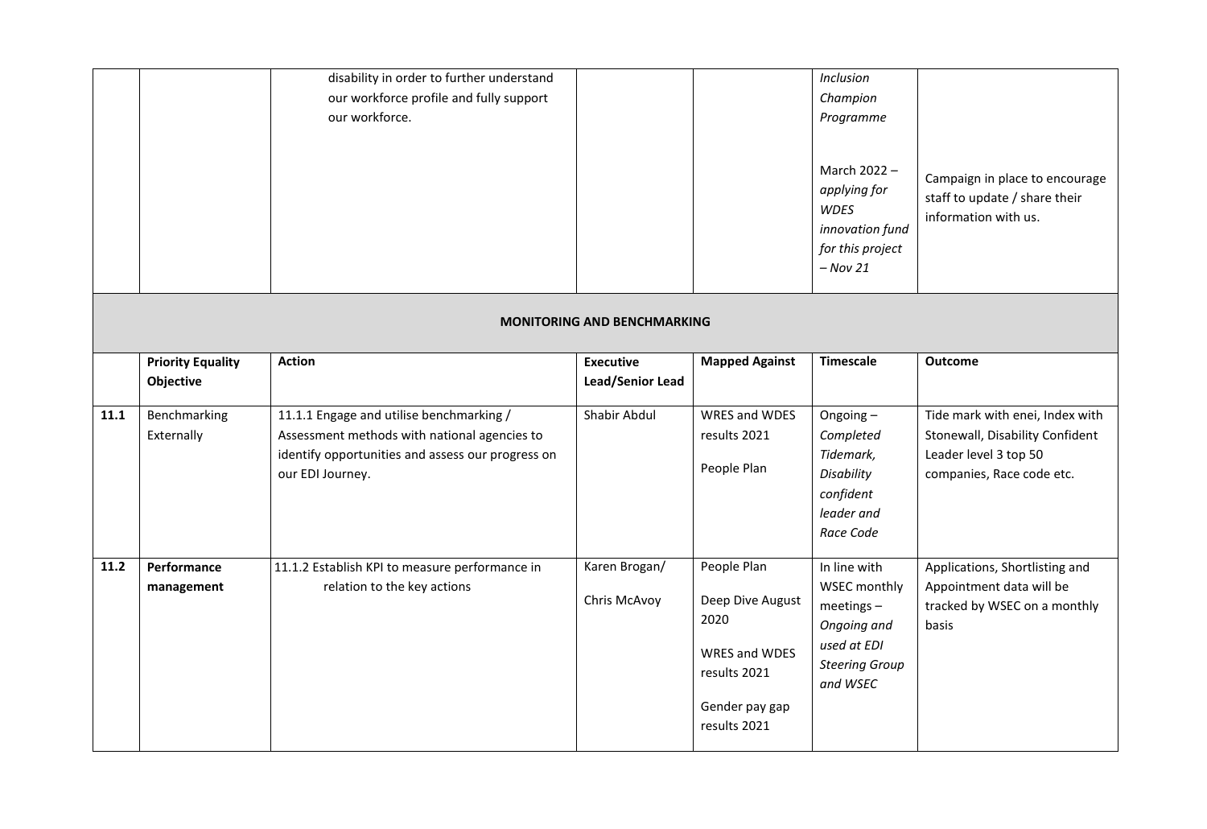|  |  | disability in order to further understand our workforce profile and fully support our workforce. |  |  | *Inclusion Champion Programme*<br><br>March 2022 – *applying for WDES innovation fund for this project – Nov 21* | Campaign in place to encourage staff to update / share their information with us. |

**MONITORING AND BENCHMARKING**

|  | Priority Equality Objective | Action | Executive Lead/Senior Lead | Mapped Against | Timescale | Outcome |
|---|---|---|---|---|---|---|
| **11.1** | Benchmarking Externally | 11.1.1 Engage and utilise benchmarking / Assessment methods with national agencies to identify opportunities and assess our progress on our EDI Journey. | Shabir Abdul | WRES and WDES results 2021<br><br>People Plan | Ongoing – *Completed Tidemark, Disability confident leader and Race Code* | Tide mark with enei, Index with Stonewall, Disability Confident Leader level 3 top 50 companies, Race code etc. |
| **11.2** | **Performance management** | 11.1.2 Establish KPI to measure performance in relation to the key actions | Karen Brogan/<br><br>Chris McAvoy | People Plan<br><br>Deep Dive August 2020<br><br>WRES and WDES results 2021<br><br>Gender pay gap results 2021 | In line with WSEC monthly meetings – *Ongoing and used at EDI Steering Group and WSEC* | Applications, Shortlisting and Appointment data will be tracked by WSEC on a monthly basis |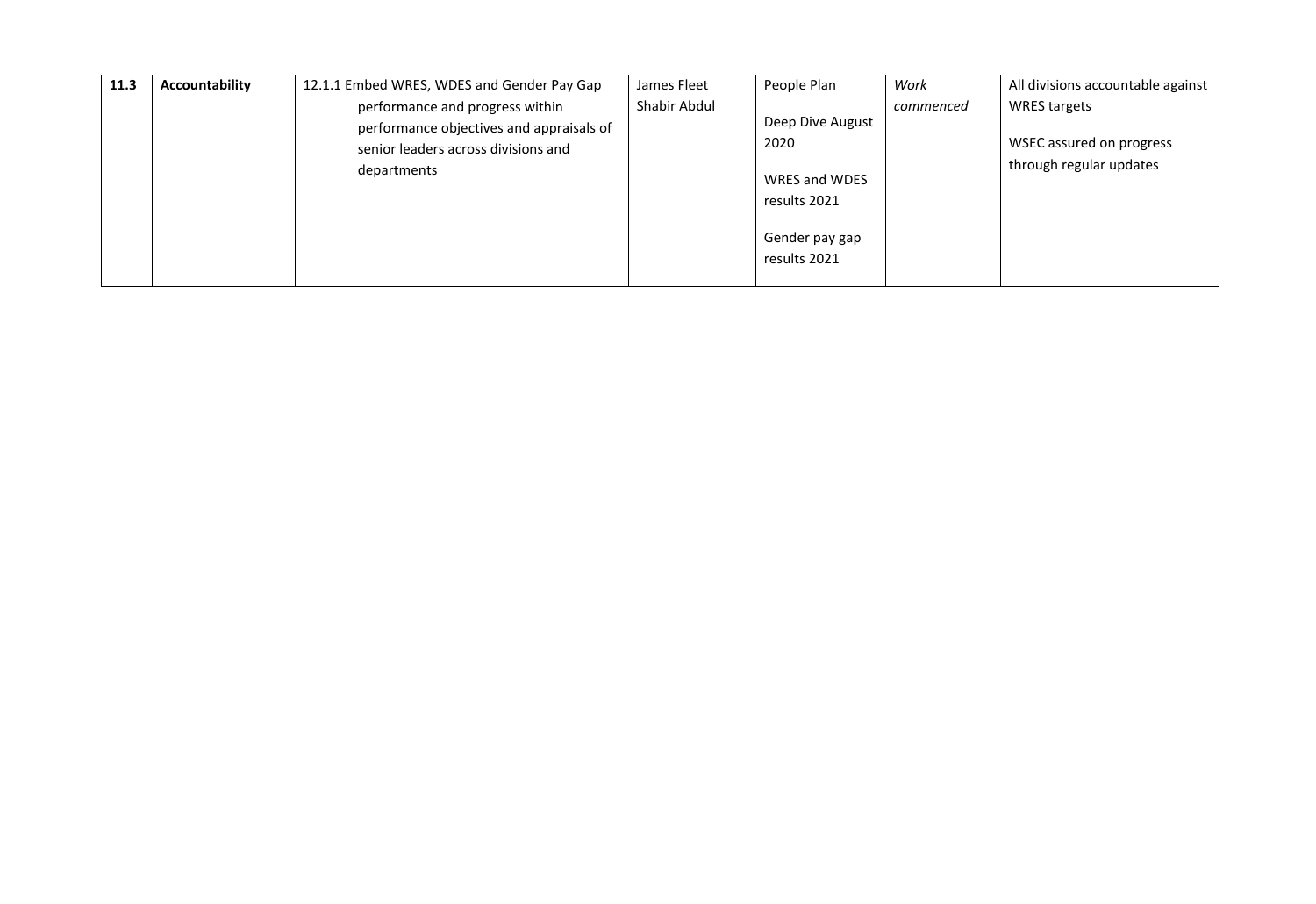| | | | | | | |
|---|---|---|---|---|---|---|
| **11.3** | **Accountability** | 12.1.1 Embed WRES, WDES and Gender Pay Gap performance and progress within performance objectives and appraisals of senior leaders across divisions and departments | James Fleet<br>Shabir Abdul | People Plan<br><br>Deep Dive August 2020<br><br>WRES and WDES results 2021<br><br>Gender pay gap results 2021 | *Work commenced* | All divisions accountable against WRES targets<br><br>WSEC assured on progress through regular updates |